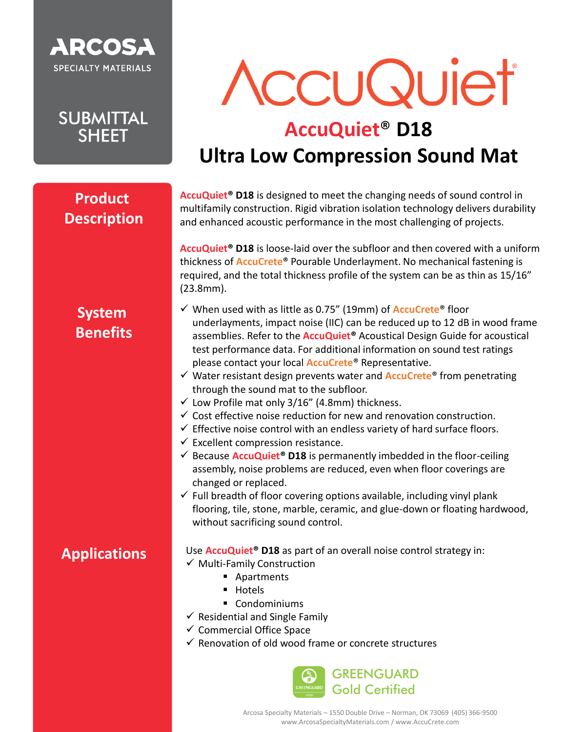ARCOSA SPECIALTY MATERIALS

SUBMITTAL SHEET

# AccuQuiet

## AccuQuiet® D18
## Ultra Low Compression Sound Mat

### Product Description

**AccuQuiet® D18** is designed to meet the changing needs of sound control in multifamily construction. Rigid vibration isolation technology delivers durability and enhanced acoustic performance in the most challenging of projects.

**AccuQuiet® D18** is loose-laid over the subfloor and then covered with a uniform thickness of AccuCrete® Pourable Underlayment. No mechanical fastening is required, and the total thickness profile of the system can be as thin as 15/16" (23.8mm).

### System Benefits

- ✓ When used with as little as 0.75" (19mm) of AccuCrete® floor underlayments, impact noise (IIC) can be reduced up to 12 dB in wood frame assemblies. Refer to the AccuQuiet® Acoustical Design Guide for acoustical test performance data. For additional information on sound test ratings please contact your local AccuCrete® Representative.
- ✓ Water resistant design prevents water and AccuCrete® from penetrating through the sound mat to the subfloor.
- ✓ Low Profile mat only 3/16" (4.8mm) thickness.
- ✓ Cost effective noise reduction for new and renovation construction.
- ✓ Effective noise control with an endless variety of hard surface floors.
- ✓ Excellent compression resistance.
- ✓ Because **AccuQuiet® D18** is permanently imbedded in the floor-ceiling assembly, noise problems are reduced, even when floor coverings are changed or replaced.
- ✓ Full breadth of floor covering options available, including vinyl plank flooring, tile, stone, marble, ceramic, and glue-down or floating hardwood, without sacrificing sound control.

### Applications

Use **AccuQuiet® D18** as part of an overall noise control strategy in:

- ✓ Multi-Family Construction
  - Apartments
  - Hotels
  - Condominiums
- ✓ Residential and Single Family
- ✓ Commercial Office Space
- ✓ Renovation of old wood frame or concrete structures

GREENGUARD Gold Certified

Arcosa Specialty Materials – 1550 Double Drive – Norman, OK 73069 (405) 366-9500
www.ArcosaSpecialtyMaterials.com / www.AccuCrete.com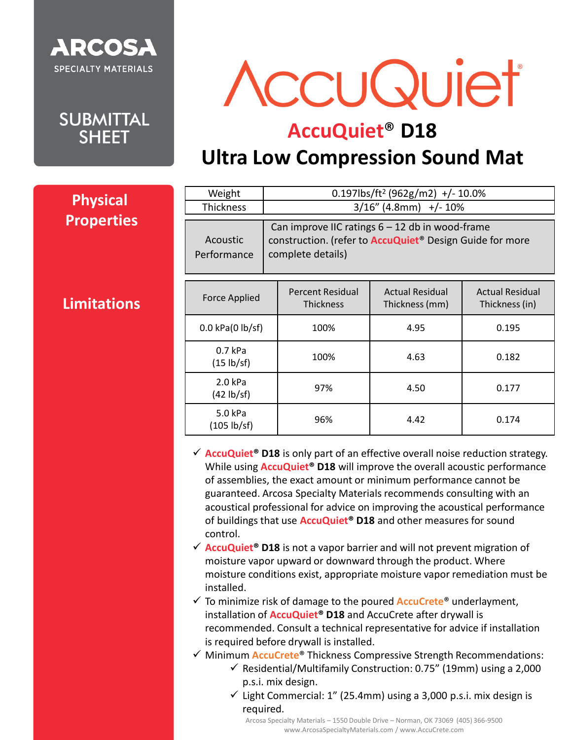ARCOSA SPECIALTY MATERIALS

SUBMITTAL SHEET

# AccuQuiet®

## AccuQuiet® D18
## Ultra Low Compression Sound Mat

### Physical Properties

| Weight | 0.197lbs/ft² (962g/m2) +/- 10.0% |
|---|---|
| Thickness | 3/16" (4.8mm) +/- 10% |

| Acoustic Performance | Can improve IIC ratings 6 – 12 db in wood-frame construction. (refer to **AccuQuiet®** Design Guide for more complete details) |
|---|---|

| Force Applied | Percent Residual Thickness | Actual Residual Thickness (mm) | Actual Residual Thickness (in) |
|---|---|---|---|
| 0.0 kPa(0 lb/sf) | 100% | 4.95 | 0.195 |
| 0.7 kPa (15 lb/sf) | 100% | 4.63 | 0.182 |
| 2.0 kPa (42 lb/sf) | 97% | 4.50 | 0.177 |
| 5.0 kPa (105 lb/sf) | 96% | 4.42 | 0.174 |

### Limitations

- ✓ **AccuQuiet® D18** is only part of an effective overall noise reduction strategy. While using **AccuQuiet® D18** will improve the overall acoustic performance of assemblies, the exact amount or minimum performance cannot be guaranteed. Arcosa Specialty Materials recommends consulting with an acoustical professional for advice on improving the acoustical performance of buildings that use **AccuQuiet® D18** and other measures for sound control.
- ✓ **AccuQuiet® D18** is not a vapor barrier and will not prevent migration of moisture vapor upward or downward through the product. Where moisture conditions exist, appropriate moisture vapor remediation must be installed.
- ✓ To minimize risk of damage to the poured **AccuCrete®** underlayment, installation of **AccuQuiet® D18** and AccuCrete after drywall is recommended. Consult a technical representative for advice if installation is required before drywall is installed.
- ✓ Minimum **AccuCrete®** Thickness Compressive Strength Recommendations:
  - ✓ Residential/Multifamily Construction: 0.75" (19mm) using a 2,000 p.s.i. mix design.
  - ✓ Light Commercial: 1" (25.4mm) using a 3,000 p.s.i. mix design is required.

Arcosa Specialty Materials – 1550 Double Drive – Norman, OK 73069 (405) 366-9500
www.ArcosaSpecialtyMaterials.com / www.AccuCrete.com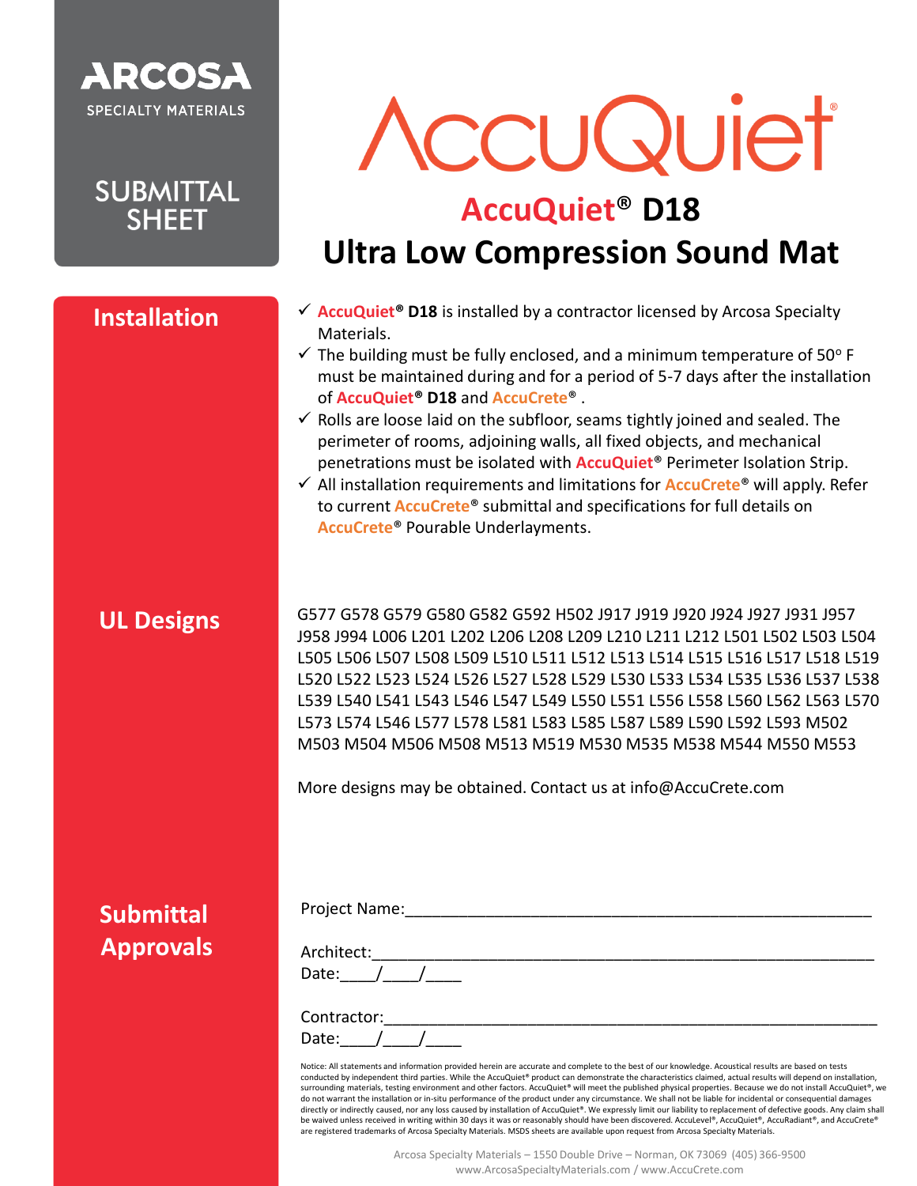ARCOSA
SPECIALTY MATERIALS

SUBMITTAL SHEET

# AccuQuiet®

## AccuQuiet® D18
## Ultra Low Compression Sound Mat

## Installation

- ✓ **AccuQuiet® D18** is installed by a contractor licensed by Arcosa Specialty Materials.
- ✓ The building must be fully enclosed, and a minimum temperature of 50° F must be maintained during and for a period of 5-7 days after the installation of **AccuQuiet® D18** and **AccuCrete®** .
- ✓ Rolls are loose laid on the subfloor, seams tightly joined and sealed. The perimeter of rooms, adjoining walls, all fixed objects, and mechanical penetrations must be isolated with **AccuQuiet®** Perimeter Isolation Strip.
- ✓ All installation requirements and limitations for **AccuCrete®** will apply. Refer to current **AccuCrete®** submittal and specifications for full details on **AccuCrete®** Pourable Underlayments.

## UL Designs

G577 G578 G579 G580 G582 G592 H502 J917 J919 J920 J924 J927 J931 J957 J958 J994 L006 L201 L202 L206 L208 L209 L210 L211 L212 L501 L502 L503 L504 L505 L506 L507 L508 L509 L510 L511 L512 L513 L514 L515 L516 L517 L518 L519 L520 L522 L523 L524 L526 L527 L528 L529 L530 L533 L534 L535 L536 L537 L538 L539 L540 L541 L543 L546 L547 L549 L550 L551 L556 L558 L560 L562 L563 L570 L573 L574 L546 L577 L578 L581 L583 L585 L587 L589 L590 L592 L593 M502 M503 M504 M506 M508 M513 M519 M530 M535 M538 M544 M550 M553

More designs may be obtained. Contact us at info@AccuCrete.com

## Submittal Approvals

Project Name:_____________________________________________________

Architect:_______________________________________________________
Date:____/____/____

Contractor:______________________________________________________
Date:____/____/____

Notice: All statements and information provided herein are accurate and complete to the best of our knowledge. Acoustical results are based on tests conducted by independent third parties. While the AccuQuiet® product can demonstrate the characteristics claimed, actual results will depend on installation, surrounding materials, testing environment and other factors. AccuQuiet® will meet the published physical properties. Because we do not install AccuQuiet®, we do not warrant the installation or in-situ performance of the product under any circumstance. We shall not be liable for incidental or consequential damages directly or indirectly caused, nor any loss caused by installation of AccuQuiet®. We expressly limit our liability to replacement of defective goods. Any claim shall be waived unless received in writing within 30 days it was or reasonably should have been discovered. AccuLevel®, AccuQuiet®, AccuRadiant®, and AccuCrete® are registered trademarks of Arcosa Specialty Materials. MSDS sheets are available upon request from Arcosa Specialty Materials.

Arcosa Specialty Materials – 1550 Double Drive – Norman, OK 73069 (405) 366-9500
www.ArcosaSpecialtyMaterials.com / www.AccuCrete.com